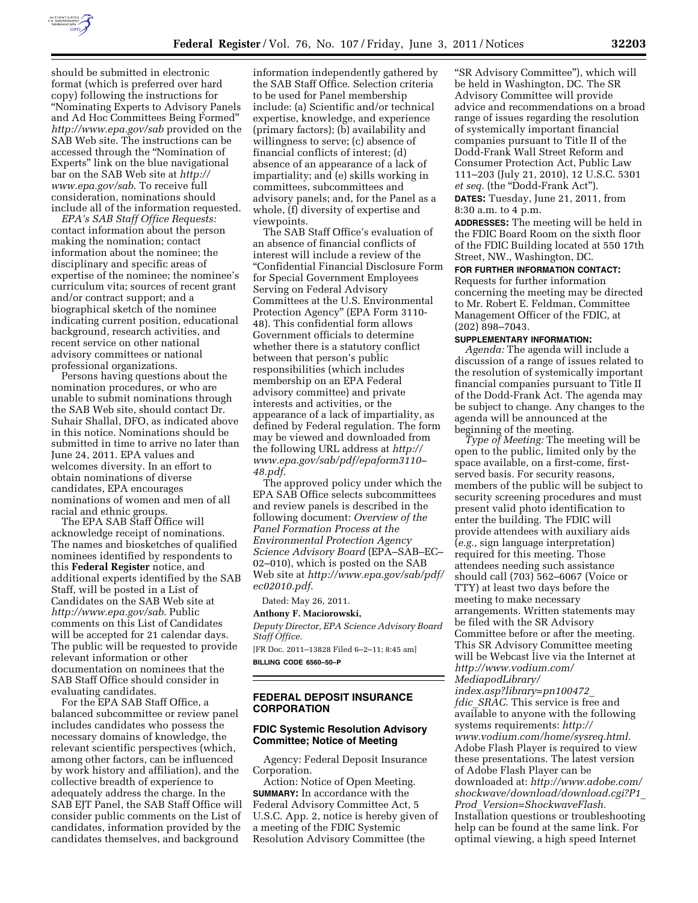should be submitted in electronic format (which is preferred over hard copy) following the instructions for "Nominating Experts to Advisory Panels and Ad Hoc Committees Being Formed" *http://www.epa.gov/sab* provided on the SAB Web site. The instructions can be accessed through the "Nomination of Experts" link on the blue navigational bar on the SAB Web site at *http://www.epa.gov/sab*. To receive full consideration, nominations should include all of the information requested.

*EPA's SAB Staff Office Requests:* contact information about the person making the nomination; contact information about the nominee; the disciplinary and specific areas of expertise of the nominee; the nominee's curriculum vita; sources of recent grant and/or contract support; and a biographical sketch of the nominee indicating current position, educational background, research activities, and recent service on other national advisory committees or national professional organizations.

Persons having questions about the nomination procedures, or who are unable to submit nominations through the SAB Web site, should contact Dr. Suhair Shallal, DFO, as indicated above in this notice. Nominations should be submitted in time to arrive no later than June 24, 2011. EPA values and welcomes diversity. In an effort to obtain nominations of diverse candidates, EPA encourages nominations of women and men of all racial and ethnic groups.

The EPA SAB Staff Office will acknowledge receipt of nominations. The names and biosketches of qualified nominees identified by respondents to this **Federal Register** notice, and additional experts identified by the SAB Staff, will be posted in a List of Candidates on the SAB Web site at *http://www.epa.gov/sab*. Public comments on this List of Candidates will be accepted for 21 calendar days. The public will be requested to provide relevant information or other documentation on nominees that the SAB Staff Office should consider in evaluating candidates.

For the EPA SAB Staff Office, a balanced subcommittee or review panel includes candidates who possess the necessary domains of knowledge, the relevant scientific perspectives (which, among other factors, can be influenced by work history and affiliation), and the collective breadth of experience to adequately address the charge. In the SAB EJT Panel, the SAB Staff Office will consider public comments on the List of candidates, information provided by the candidates themselves, and background information independently gathered by the SAB Staff Office. Selection criteria to be used for Panel membership include: (a) Scientific and/or technical expertise, knowledge, and experience (primary factors); (b) availability and willingness to serve; (c) absence of financial conflicts of interest; (d) absence of an appearance of a lack of impartiality; and (e) skills working in committees, subcommittees and advisory panels; and, for the Panel as a whole, (f) diversity of expertise and viewpoints.

The SAB Staff Office's evaluation of an absence of financial conflicts of interest will include a review of the "Confidential Financial Disclosure Form for Special Government Employees Serving on Federal Advisory Committees at the U.S. Environmental Protection Agency" (EPA Form 3110-48). This confidential form allows Government officials to determine whether there is a statutory conflict between that person's public responsibilities (which includes membership on an EPA Federal advisory committee) and private interests and activities, or the appearance of a lack of impartiality, as defined by Federal regulation. The form may be viewed and downloaded from the following URL address at *http://www.epa.gov/sab/pdf/epaform3110–48.pdf*.

The approved policy under which the EPA SAB Office selects subcommittees and review panels is described in the following document: *Overview of the Panel Formation Process at the Environmental Protection Agency Science Advisory Board* (EPA–SAB–EC–02–010), which is posted on the SAB Web site at *http://www.epa.gov/sab/pdf/ec02010.pdf*.

Dated: May 26, 2011.

**Anthony F. Maciorowski,**

*Deputy Director, EPA Science Advisory Board Staff Office.*

[FR Doc. 2011–13828 Filed 6–2–11; 8:45 am]

**BILLING CODE 6560–50–P**

## FEDERAL DEPOSIT INSURANCE CORPORATION

### FDIC Systemic Resolution Advisory Committee; Notice of Meeting

Agency: Federal Deposit Insurance Corporation.

Action: Notice of Open Meeting.

**SUMMARY:** In accordance with the Federal Advisory Committee Act, 5 U.S.C. App. 2, notice is hereby given of a meeting of the FDIC Systemic Resolution Advisory Committee (the "SR Advisory Committee"), which will be held in Washington, DC. The SR Advisory Committee will provide advice and recommendations on a broad range of issues regarding the resolution of systemically important financial companies pursuant to Title II of the Dodd-Frank Wall Street Reform and Consumer Protection Act, Public Law 111–203 (July 21, 2010), 12 U.S.C. 5301 *et seq.* (the "Dodd-Frank Act").

**DATES:** Tuesday, June 21, 2011, from 8:30 a.m. to 4 p.m.

**ADDRESSES:** The meeting will be held in the FDIC Board Room on the sixth floor of the FDIC Building located at 550 17th Street, NW., Washington, DC.

**FOR FURTHER INFORMATION CONTACT:** Requests for further information concerning the meeting may be directed to Mr. Robert E. Feldman, Committee Management Officer of the FDIC, at (202) 898–7043.

**SUPPLEMENTARY INFORMATION:**

*Agenda:* The agenda will include a discussion of a range of issues related to the resolution of systemically important financial companies pursuant to Title II of the Dodd-Frank Act. The agenda may be subject to change. Any changes to the agenda will be announced at the beginning of the meeting.

*Type of Meeting:* The meeting will be open to the public, limited only by the space available, on a first-come, first-served basis. For security reasons, members of the public will be subject to security screening procedures and must present valid photo identification to enter the building. The FDIC will provide attendees with auxiliary aids (*e.g.,* sign language interpretation) required for this meeting. Those attendees needing such assistance should call (703) 562–6067 (Voice or TTY) at least two days before the meeting to make necessary arrangements. Written statements may be filed with the SR Advisory Committee before or after the meeting. This SR Advisory Committee meeting will be Webcast live via the Internet at *http://www.vodium.com/MediapodLibrary/index.asp?library=pn100472_fdic_SRAC*. This service is free and available to anyone with the following systems requirements: *http://www.vodium.com/home/sysreq.html*. Adobe Flash Player is required to view these presentations. The latest version of Adobe Flash Player can be downloaded at: *http://www.adobe.com/shockwave/download/download.cgi?P1_Prod_Version=ShockwaveFlash*. Installation questions or troubleshooting help can be found at the same link. For optimal viewing, a high speed Internet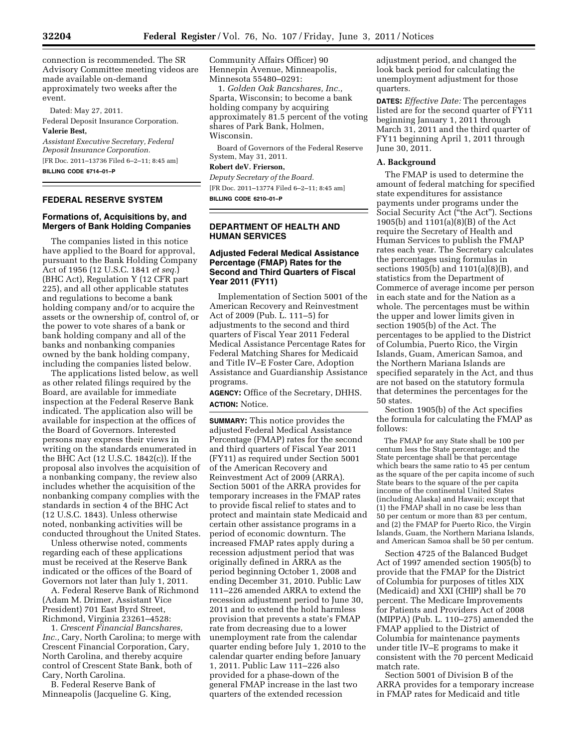connection is recommended. The SR Advisory Committee meeting videos are made available on-demand approximately two weeks after the event.

Dated: May 27, 2011.

Federal Deposit Insurance Corporation.

**Valerie Best,**

*Assistant Executive Secretary, Federal Deposit Insurance Corporation.*

[FR Doc. 2011–13736 Filed 6–2–11; 8:45 am]

**BILLING CODE 6714–01–P**

## FEDERAL RESERVE SYSTEM

### Formations of, Acquisitions by, and Mergers of Bank Holding Companies

The companies listed in this notice have applied to the Board for approval, pursuant to the Bank Holding Company Act of 1956 (12 U.S.C. 1841 *et seq.*) (BHC Act), Regulation Y (12 CFR part 225), and all other applicable statutes and regulations to become a bank holding company and/or to acquire the assets or the ownership of, control of, or the power to vote shares of a bank or bank holding company and all of the banks and nonbanking companies owned by the bank holding company, including the companies listed below.

The applications listed below, as well as other related filings required by the Board, are available for immediate inspection at the Federal Reserve Bank indicated. The application also will be available for inspection at the offices of the Board of Governors. Interested persons may express their views in writing on the standards enumerated in the BHC Act (12 U.S.C. 1842(c)). If the proposal also involves the acquisition of a nonbanking company, the review also includes whether the acquisition of the nonbanking company complies with the standards in section 4 of the BHC Act (12 U.S.C. 1843). Unless otherwise noted, nonbanking activities will be conducted throughout the United States.

Unless otherwise noted, comments regarding each of these applications must be received at the Reserve Bank indicated or the offices of the Board of Governors not later than July 1, 2011.

A. Federal Reserve Bank of Richmond (Adam M. Drimer, Assistant Vice President) 701 East Byrd Street, Richmond, Virginia 23261–4528:

1. *Crescent Financial Bancshares, Inc.,* Cary, North Carolina; to merge with Crescent Financial Corporation, Cary, North Carolina, and thereby acquire control of Crescent State Bank, both of Cary, North Carolina.

B. Federal Reserve Bank of Minneapolis (Jacqueline G. King, Community Affairs Officer) 90 Hennepin Avenue, Minneapolis, Minnesota 55480–0291:

1. *Golden Oak Bancshares, Inc.,* Sparta, Wisconsin; to become a bank holding company by acquiring approximately 81.5 percent of the voting shares of Park Bank, Holmen, Wisconsin.

Board of Governors of the Federal Reserve System, May 31, 2011.

**Robert deV. Frierson,**

*Deputy Secretary of the Board.*

[FR Doc. 2011–13774 Filed 6–2–11; 8:45 am]

**BILLING CODE 6210–01–P**

## DEPARTMENT OF HEALTH AND HUMAN SERVICES

### Adjusted Federal Medical Assistance Percentage (FMAP) Rates for the Second and Third Quarters of Fiscal Year 2011 (FY11)

Implementation of Section 5001 of the American Recovery and Reinvestment Act of 2009 (Pub. L. 111–5) for adjustments to the second and third quarters of Fiscal Year 2011 Federal Medical Assistance Percentage Rates for Federal Matching Shares for Medicaid and Title IV–E Foster Care, Adoption Assistance and Guardianship Assistance programs.

**AGENCY:** Office of the Secretary, DHHS.

**ACTION:** Notice.

**SUMMARY:** This notice provides the adjusted Federal Medical Assistance Percentage (FMAP) rates for the second and third quarters of Fiscal Year 2011 (FY11) as required under Section 5001 of the American Recovery and Reinvestment Act of 2009 (ARRA). Section 5001 of the ARRA provides for temporary increases in the FMAP rates to provide fiscal relief to states and to protect and maintain state Medicaid and certain other assistance programs in a period of economic downturn. The increased FMAP rates apply during a recession adjustment period that was originally defined in ARRA as the period beginning October 1, 2008 and ending December 31, 2010. Public Law 111–226 amended ARRA to extend the recession adjustment period to June 30, 2011 and to extend the hold harmless provision that prevents a state's FMAP rate from decreasing due to a lower unemployment rate from the calendar quarter ending before July 1, 2010 to the calendar quarter ending before January 1, 2011. Public Law 111–226 also provided for a phase-down of the general FMAP increase in the last two quarters of the extended recession adjustment period, and changed the look back period for calculating the unemployment adjustment for those quarters.

**DATES:** *Effective Date:* The percentages listed are for the second quarter of FY11 beginning January 1, 2011 through March 31, 2011 and the third quarter of FY11 beginning April 1, 2011 through June 30, 2011.

**A. Background**

The FMAP is used to determine the amount of federal matching for specified state expenditures for assistance payments under programs under the Social Security Act ("the Act"). Sections 1905(b) and 1101(a)(8)(B) of the Act require the Secretary of Health and Human Services to publish the FMAP rates each year. The Secretary calculates the percentages using formulas in sections 1905(b) and 1101(a)(8)(B), and statistics from the Department of Commerce of average income per person in each state and for the Nation as a whole. The percentages must be within the upper and lower limits given in section 1905(b) of the Act. The percentages to be applied to the District of Columbia, Puerto Rico, the Virgin Islands, Guam, American Samoa, and the Northern Mariana Islands are specified separately in the Act, and thus are not based on the statutory formula that determines the percentages for the 50 states.

Section 1905(b) of the Act specifies the formula for calculating the FMAP as follows:

> The FMAP for any State shall be 100 per centum less the State percentage; and the State percentage shall be that percentage which bears the same ratio to 45 per centum as the square of the per capita income of such State bears to the square of the per capita income of the continental United States (including Alaska) and Hawaii; except that (1) the FMAP shall in no case be less than 50 per centum or more than 83 per centum, and (2) the FMAP for Puerto Rico, the Virgin Islands, Guam, the Northern Mariana Islands, and American Samoa shall be 50 per centum.

Section 4725 of the Balanced Budget Act of 1997 amended section 1905(b) to provide that the FMAP for the District of Columbia for purposes of titles XIX (Medicaid) and XXI (CHIP) shall be 70 percent. The Medicare Improvements for Patients and Providers Act of 2008 (MIPPA) (Pub. L. 110–275) amended the FMAP applied to the District of Columbia for maintenance payments under title IV–E programs to make it consistent with the 70 percent Medicaid match rate.

Section 5001 of Division B of the ARRA provides for a temporary increase in FMAP rates for Medicaid and title